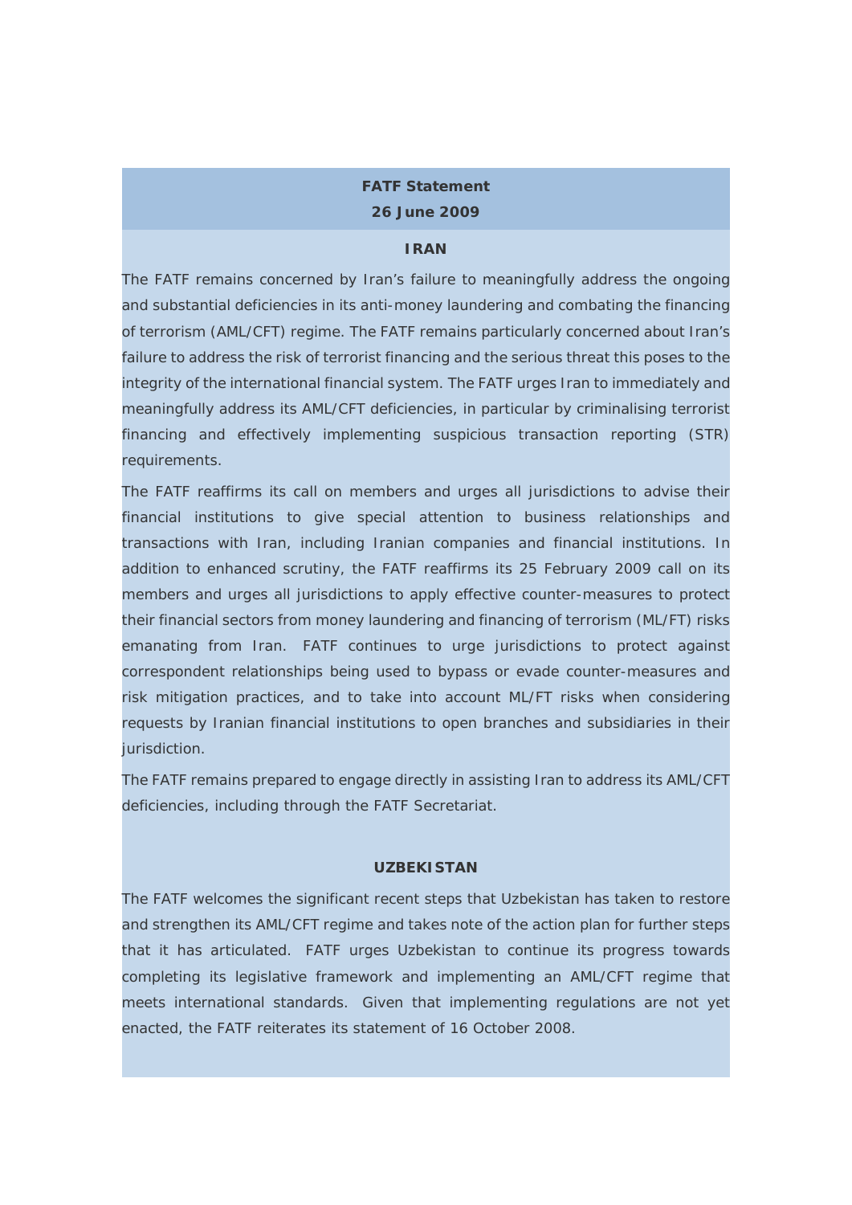**FATF Statement**

**26 June 2009**

## IRAN

The FATF remains concerned by Iran's failure to meaningfully address the ongoing and substantial deficiencies in its anti-money laundering and combating the financing of terrorism (AML/CFT) regime. The FATF remains particularly concerned about Iran's failure to address the risk of terrorist financing and the serious threat this poses to the integrity of the international financial system. The FATF urges Iran to immediately and meaningfully address its AML/CFT deficiencies, in particular by criminalising terrorist financing and effectively implementing suspicious transaction reporting (STR) requirements.

The FATF reaffirms its call on members and urges all jurisdictions to advise their financial institutions to give special attention to business relationships and transactions with Iran, including Iranian companies and financial institutions. In addition to enhanced scrutiny, the FATF reaffirms its 25 February 2009 call on its members and urges all jurisdictions to apply effective counter-measures to protect their financial sectors from money laundering and financing of terrorism (ML/FT) risks emanating from Iran. FATF continues to urge jurisdictions to protect against correspondent relationships being used to bypass or evade counter-measures and risk mitigation practices, and to take into account ML/FT risks when considering requests by Iranian financial institutions to open branches and subsidiaries in their jurisdiction.

The FATF remains prepared to engage directly in assisting Iran to address its AML/CFT deficiencies, including through the FATF Secretariat.

## UZBEKISTAN

The FATF welcomes the significant recent steps that Uzbekistan has taken to restore and strengthen its AML/CFT regime and takes note of the action plan for further steps that it has articulated. FATF urges Uzbekistan to continue its progress towards completing its legislative framework and implementing an AML/CFT regime that meets international standards. Given that implementing regulations are not yet enacted, the FATF reiterates its statement of 16 October 2008.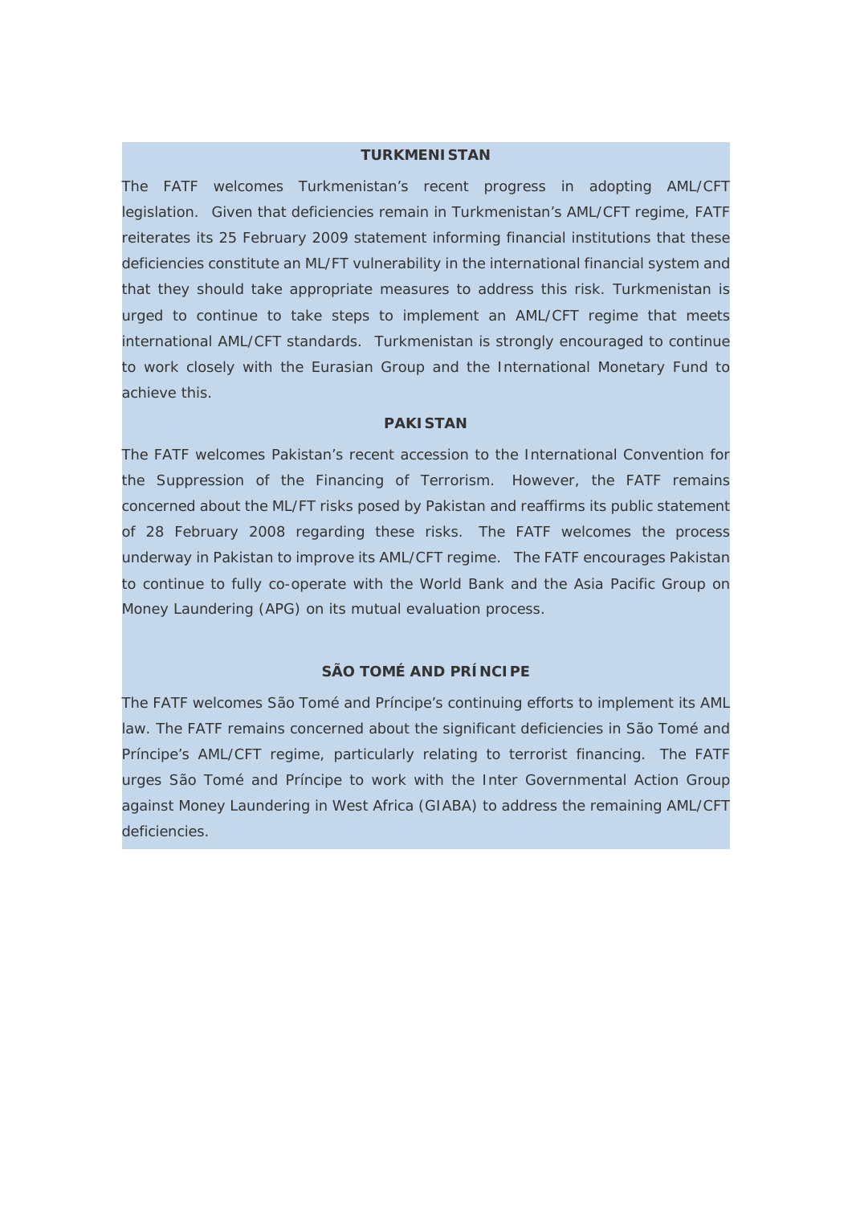**TURKMENISTAN**

The FATF welcomes Turkmenistan's recent progress in adopting AML/CFT legislation. Given that deficiencies remain in Turkmenistan's AML/CFT regime, FATF reiterates its 25 February 2009 statement informing financial institutions that these deficiencies constitute an ML/FT vulnerability in the international financial system and that they should take appropriate measures to address this risk. Turkmenistan is urged to continue to take steps to implement an AML/CFT regime that meets international AML/CFT standards. Turkmenistan is strongly encouraged to continue to work closely with the Eurasian Group and the International Monetary Fund to achieve this.

**PAKISTAN**

The FATF welcomes Pakistan's recent accession to the International Convention for the Suppression of the Financing of Terrorism. However, the FATF remains concerned about the ML/FT risks posed by Pakistan and reaffirms its public statement of 28 February 2008 regarding these risks. The FATF welcomes the process underway in Pakistan to improve its AML/CFT regime. The FATF encourages Pakistan to continue to fully co-operate with the World Bank and the Asia Pacific Group on Money Laundering (APG) on its mutual evaluation process.

**SÃO TOMÉ AND PRÍNCIPE**

The FATF welcomes São Tomé and Príncipe's continuing efforts to implement its AML law. The FATF remains concerned about the significant deficiencies in São Tomé and Príncipe's AML/CFT regime, particularly relating to terrorist financing. The FATF urges São Tomé and Príncipe to work with the Inter Governmental Action Group against Money Laundering in West Africa (GIABA) to address the remaining AML/CFT deficiencies.